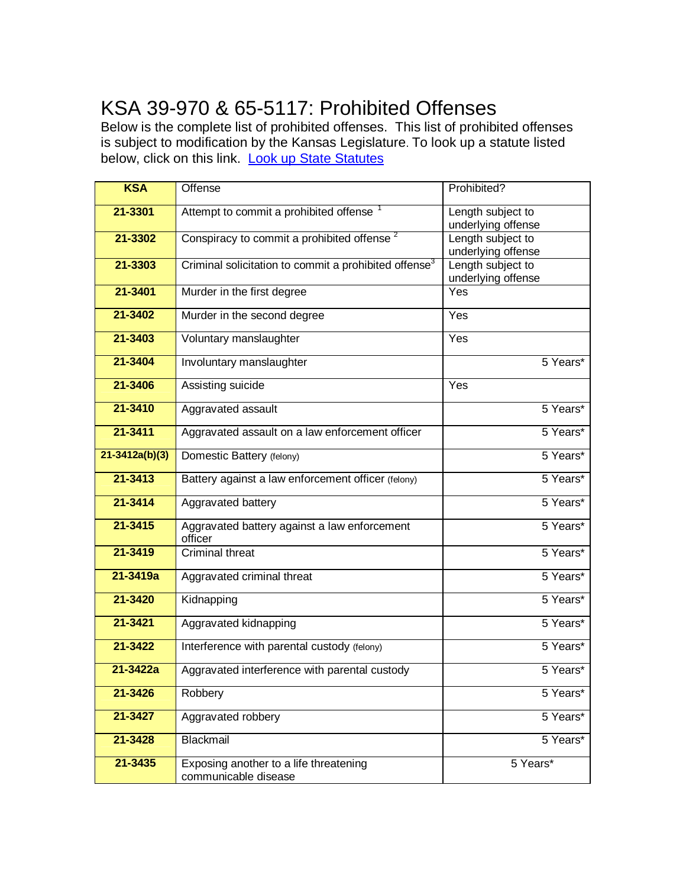# KSA 39-970 & 65-5117: Prohibited Offenses

Below is the complete list of prohibited offenses. This list of prohibited offenses is subject to modification by the Kansas Legislature. To look up a statute listed below, click on this link. Look up State Statutes

| KSA | Offense | Prohibited? |
|---|---|---|
| 21-3301 | Attempt to commit a prohibited offense [1] | Length subject to underlying offense |
| 21-3302 | Conspiracy to commit a prohibited offense [2] | Length subject to underlying offense |
| 21-3303 | Criminal solicitation to commit a prohibited offense[3] | Length subject to underlying offense |
| 21-3401 | Murder in the first degree | Yes |
| 21-3402 | Murder in the second degree | Yes |
| 21-3403 | Voluntary manslaughter | Yes |
| 21-3404 | Involuntary manslaughter | 5 Years* |
| 21-3406 | Assisting suicide | Yes |
| 21-3410 | Aggravated assault | 5 Years* |
| 21-3411 | Aggravated assault on a law enforcement officer | 5 Years* |
| 21-3412a(b)(3) | Domestic Battery (felony) | 5 Years* |
| 21-3413 | Battery against a law enforcement officer (felony) | 5 Years* |
| 21-3414 | Aggravated battery | 5 Years* |
| 21-3415 | Aggravated battery against a law enforcement officer | 5 Years* |
| 21-3419 | Criminal threat | 5 Years* |
| 21-3419a | Aggravated criminal threat | 5 Years* |
| 21-3420 | Kidnapping | 5 Years* |
| 21-3421 | Aggravated kidnapping | 5 Years* |
| 21-3422 | Interference with parental custody (felony) | 5 Years* |
| 21-3422a | Aggravated interference with parental custody | 5 Years* |
| 21-3426 | Robbery | 5 Years* |
| 21-3427 | Aggravated robbery | 5 Years* |
| 21-3428 | Blackmail | 5 Years* |
| 21-3435 | Exposing another to a life threatening communicable disease | 5 Years* |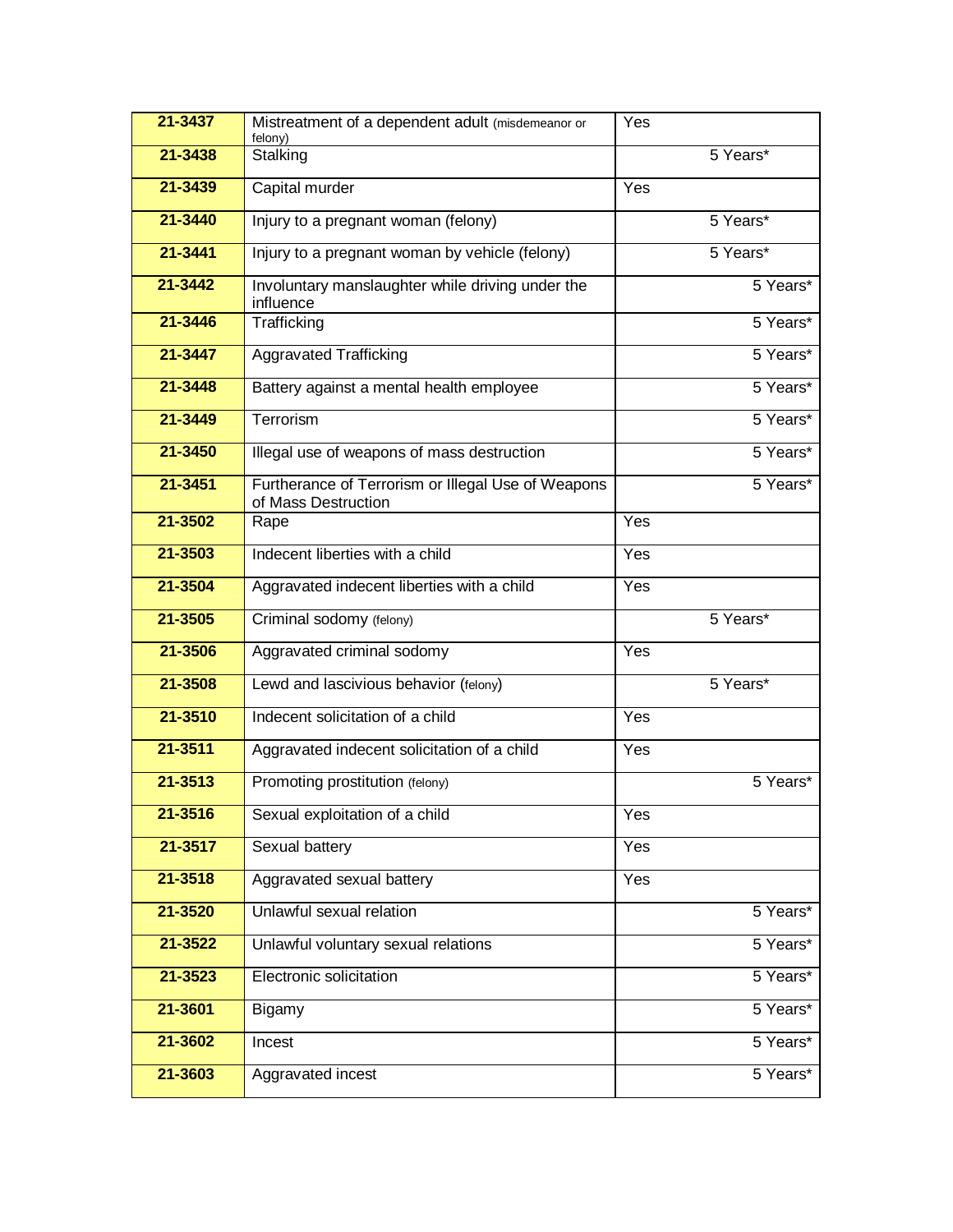| 21-3437 | Mistreatment of a dependent adult (misdemeanor or felony) | Yes |
|---|---|---|
| 21-3438 | Stalking | 5 Years* |
| 21-3439 | Capital murder | Yes |
| 21-3440 | Injury to a pregnant woman (felony) | 5 Years* |
| 21-3441 | Injury to a pregnant woman by vehicle (felony) | 5 Years* |
| 21-3442 | Involuntary manslaughter while driving under the influence | 5 Years* |
| 21-3446 | Trafficking | 5 Years* |
| 21-3447 | Aggravated Trafficking | 5 Years* |
| 21-3448 | Battery against a mental health employee | 5 Years* |
| 21-3449 | Terrorism | 5 Years* |
| 21-3450 | Illegal use of weapons of mass destruction | 5 Years* |
| 21-3451 | Furtherance of Terrorism or Illegal Use of Weapons of Mass Destruction | 5 Years* |
| 21-3502 | Rape | Yes |
| 21-3503 | Indecent liberties with a child | Yes |
| 21-3504 | Aggravated indecent liberties with a child | Yes |
| 21-3505 | Criminal sodomy (felony) | 5 Years* |
| 21-3506 | Aggravated criminal sodomy | Yes |
| 21-3508 | Lewd and lascivious behavior (felony) | 5 Years* |
| 21-3510 | Indecent solicitation of a child | Yes |
| 21-3511 | Aggravated indecent solicitation of a child | Yes |
| 21-3513 | Promoting prostitution (felony) | 5 Years* |
| 21-3516 | Sexual exploitation of a child | Yes |
| 21-3517 | Sexual battery | Yes |
| 21-3518 | Aggravated sexual battery | Yes |
| 21-3520 | Unlawful sexual relation | 5 Years* |
| 21-3522 | Unlawful voluntary sexual relations | 5 Years* |
| 21-3523 | Electronic solicitation | 5 Years* |
| 21-3601 | Bigamy | 5 Years* |
| 21-3602 | Incest | 5 Years* |
| 21-3603 | Aggravated incest | 5 Years* |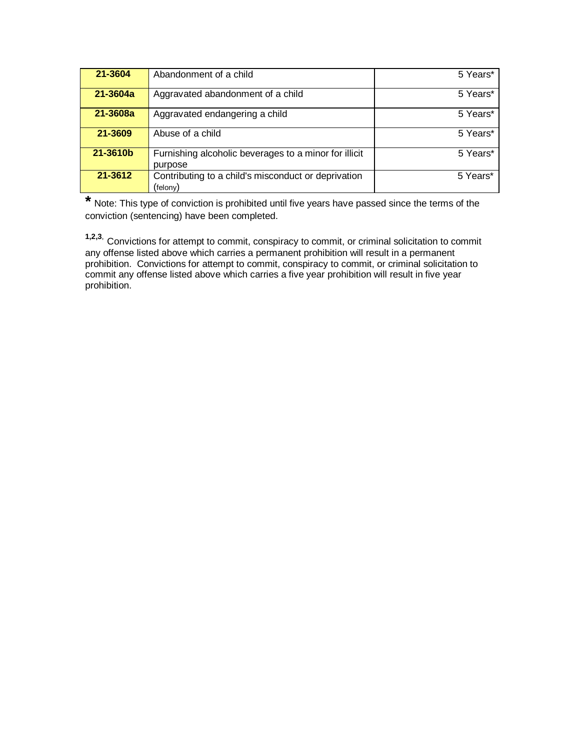| | | |
|---|---|---|
| **21-3604** | Abandonment of a child | 5 Years* |
| **21-3604a** | Aggravated abandonment of a child | 5 Years* |
| **21-3608a** | Aggravated endangering a child | 5 Years* |
| **21-3609** | Abuse of a child | 5 Years* |
| **21-3610b** | Furnishing alcoholic beverages to a minor for illicit purpose | 5 Years* |
| **21-3612** | Contributing to a child's misconduct or deprivation (felony) | 5 Years* |

* Note: This type of conviction is prohibited until five years have passed since the terms of the conviction (sentencing) have been completed.

[1,2,3] Convictions for attempt to commit, conspiracy to commit, or criminal solicitation to commit any offense listed above which carries a permanent prohibition will result in a permanent prohibition. Convictions for attempt to commit, conspiracy to commit, or criminal solicitation to commit any offense listed above which carries a five year prohibition will result in five year prohibition.